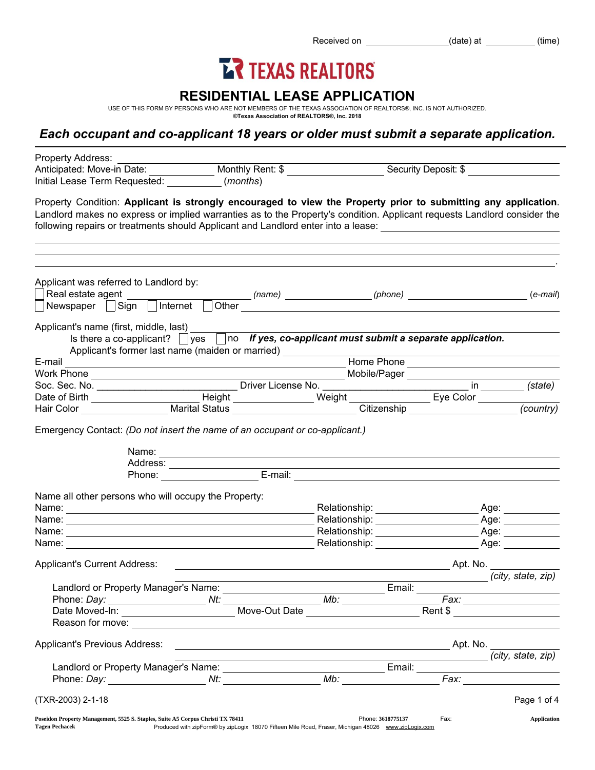Received on ________________ (date) at __________ (time)

TEXAS REALTORS

# RESIDENTIAL LEASE APPLICATION

USE OF THIS FORM BY PERSONS WHO ARE NOT MEMBERS OF THE TEXAS ASSOCIATION OF REALTORS®, INC. IS NOT AUTHORIZED.
**©Texas Association of REALTORS®, Inc. 2018**

## *Each occupant and co-applicant 18 years or older must submit a separate application.*

Property Address: ________________________________________________
Anticipated: Move-in Date: ____________ Monthly Rent: $ ________________ Security Deposit: $ ________________
Initial Lease Term Requested: __________ (*months*)

Property Condition: **Applicant is strongly encouraged to view the Property prior to submitting any application**. Landlord makes no express or implied warranties as to the Property's condition. Applicant requests Landlord consider the following repairs or treatments should Applicant and Landlord enter into a lease: ________________________________________________

________________________________________________

________________________________________________

________________________________________________.

Applicant was referred to Landlord by:
☐ Real estate agent ________________ (*name*) ________________ (*phone*) ________________ (*e-mail*)
☐ Newspaper ☐ Sign ☐ Internet ☐ Other ________________________________

Applicant's name (first, middle, last) ________________________________________________
Is there a co-applicant? ☐ yes ☐ no ***If yes, co-applicant must submit a separate application.***
Applicant's former last name (maiden or married) ________________________________
E-mail ________________________________ Home Phone ________________
Work Phone ________________________________ Mobile/Pager ________________
Soc. Sec. No. ________________ Driver License No. ________________ in ________ (*state*)
Date of Birth ____________ Height ____________ Weight ____________ Eye Color ____________
Hair Color ____________ Marital Status ________________ Citizenship ________________ (*country*)

Emergency Contact: *(Do not insert the name of an occupant or co-applicant.)*

Name: ________________________________________________
Address: ________________________________________________
Phone: ________________ E-mail: ________________________________

Name all other persons who will occupy the Property:
Name: ________________________________ Relationship: ________________ Age: ________
Name: ________________________________ Relationship: ________________ Age: ________
Name: ________________________________ Relationship: ________________ Age: ________
Name: ________________________________ Relationship: ________________ Age: ________

Applicant's Current Address: ________________________________________ Apt. No. ________
________________________________________ (*city, state, zip*)
Landlord or Property Manager's Name: ________________________ Email: ________________
Phone: *Day:* ________________ *Nt:* ________________ *Mb:* ________________ *Fax:* ________________
Date Moved-In: ________________ Move-Out Date ________________ Rent $ ________________
Reason for move: ________________________________________________

Applicant's Previous Address: ________________________________________ Apt. No. ________
________________________________________ (*city, state, zip*)
Landlord or Property Manager's Name: ________________________ Email: ________________
Phone: *Day:* ________________ *Nt:* ________________ *Mb:* ________________ *Fax:* ________________

(TXR-2003) 2-1-18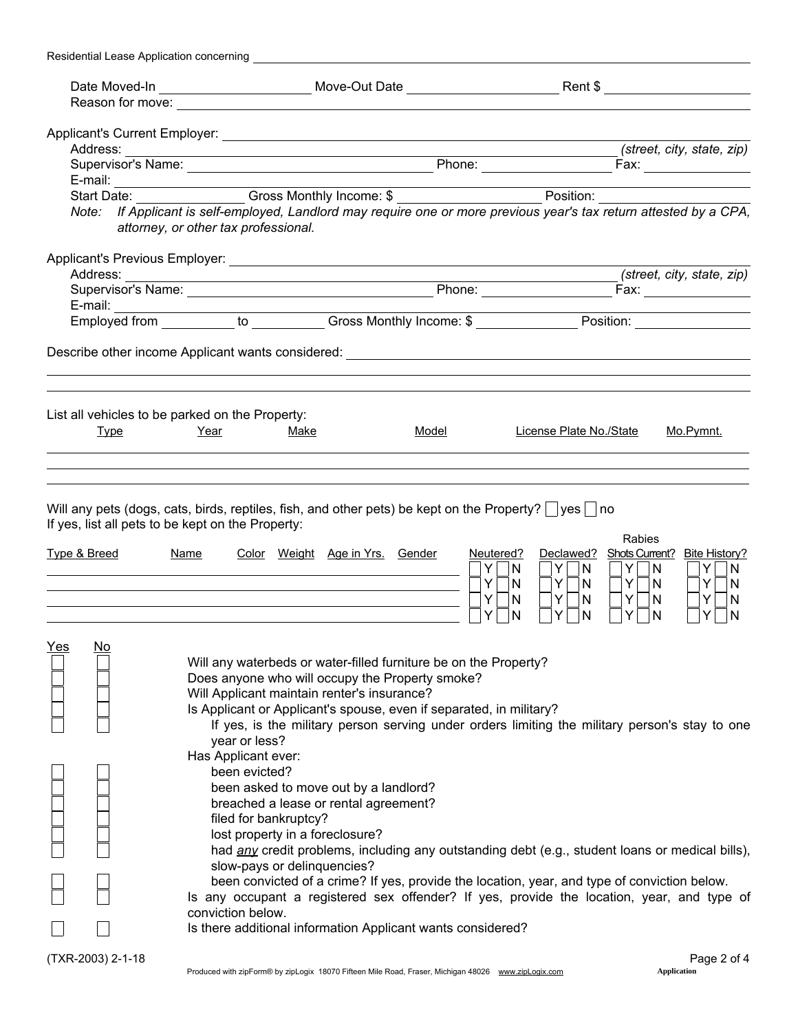Residential Lease Application concerning ______________________________

Date Moved-In ____________________ Move-Out Date ____________________ Rent $ ____________________

Reason for move: ____________________________________________

Applicant's Current Employer: ____________________________________________

Address: ____________________________________________ *(street, city, state, zip)*

Supervisor's Name: ____________________ Phone: ____________________ Fax: ____________________

E-mail: ____________________________________________

Start Date: ______________ Gross Monthly Income: $ ____________________ Position: ____________________

Note: *If Applicant is self-employed, Landlord may require one or more previous year's tax return attested by a CPA, attorney, or other tax professional.*

Applicant's Previous Employer: ____________________________________________

Address: ____________________________________________ *(street, city, state, zip)*

Supervisor's Name: ____________________ Phone: ____________________ Fax: ____________________

E-mail: ____________________________________________

Employed from __________ to __________ Gross Monthly Income: $ ______________ Position: ____________________

Describe other income Applicant wants considered: ____________________________________________

______________________________________________________________________

______________________________________________________________________

List all vehicles to be parked on the Property:

| Type | Year | Make | Model | License Plate No./State | Mo.Pymnt. |
|---|---|---|---|---|---|
| | | | | | |
| | | | | | |
| | | | | | |

Will any pets (dogs, cats, birds, reptiles, fish, and other pets) be kept on the Property? ☐ yes ☐ no

If yes, list all pets to be kept on the Property:

| Type & Breed | Name | Color | Weight | Age in Yrs. | Gender | Neutered? | Declawed? | Rabies Shots Current? | Bite History? |
|---|---|---|---|---|---|---|---|---|---|
| | | | | | | ☐ Y ☐ N | ☐ Y ☐ N | ☐ Y ☐ N | ☐ Y ☐ N |
| | | | | | | ☐ Y ☐ N | ☐ Y ☐ N | ☐ Y ☐ N | ☐ Y ☐ N |
| | | | | | | ☐ Y ☐ N | ☐ Y ☐ N | ☐ Y ☐ N | ☐ Y ☐ N |
| | | | | | | ☐ Y ☐ N | ☐ Y ☐ N | ☐ Y ☐ N | ☐ Y ☐ N |

| Yes | No | |
|---|---|---|
| ☐ | ☐ | Will any waterbeds or water-filled furniture be on the Property? |
| ☐ | ☐ | Does anyone who will occupy the Property smoke? |
| ☐ | ☐ | Will Applicant maintain renter's insurance? |
| ☐ | ☐ | Is Applicant or Applicant's spouse, even if separated, in military? |
| ☐ | ☐ | If yes, is the military person serving under orders limiting the military person's stay to one year or less? |
| | | Has Applicant ever: |
| ☐ | ☐ | been evicted? |
| ☐ | ☐ | been asked to move out by a landlord? |
| ☐ | ☐ | breached a lease or rental agreement? |
| ☐ | ☐ | filed for bankruptcy? |
| ☐ | ☐ | lost property in a foreclosure? |
| ☐ | ☐ | had *any* credit problems, including any outstanding debt (e.g., student loans or medical bills), slow-pays or delinquencies? |
| ☐ | ☐ | been convicted of a crime? If yes, provide the location, year, and type of conviction below. |
| ☐ | ☐ | Is any occupant a registered sex offender? If yes, provide the location, year, and type of conviction below. |
| ☐ | ☐ | Is there additional information Applicant wants considered? |

(TXR-2003) 2-1-18

Produced with zipForm® by zipLogix 18070 Fifteen Mile Road, Fraser, Michigan 48026 www.zipLogix.com Application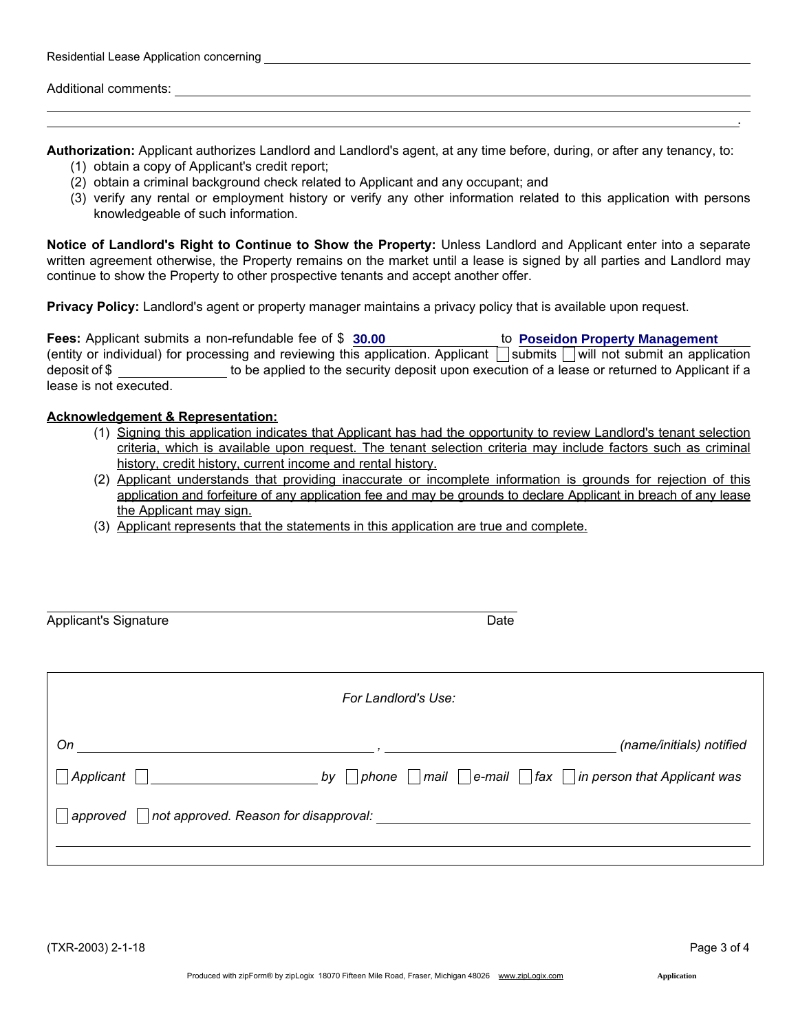Residential Lease Application concerning ______________________________

Additional comments: ______________________________

______________________________

______________________________.

**Authorization:** Applicant authorizes Landlord and Landlord's agent, at any time before, during, or after any tenancy, to:

(1) obtain a copy of Applicant's credit report;
(2) obtain a criminal background check related to Applicant and any occupant; and
(3) verify any rental or employment history or verify any other information related to this application with persons knowledgeable of such information.

**Notice of Landlord's Right to Continue to Show the Property:** Unless Landlord and Applicant enter into a separate written agreement otherwise, the Property remains on the market until a lease is signed by all parties and Landlord may continue to show the Property to other prospective tenants and accept another offer.

**Privacy Policy:** Landlord's agent or property manager maintains a privacy policy that is available upon request.

**Fees:** Applicant submits a non-refundable fee of $ **30.00** to **Poseidon Property Management** (entity or individual) for processing and reviewing this application. Applicant ☐ submits ☐ will not submit an application deposit of $ __________ to be applied to the security deposit upon execution of a lease or returned to Applicant if a lease is not executed.

**Acknowledgement & Representation:**

(1) Signing this application indicates that Applicant has had the opportunity to review Landlord's tenant selection criteria, which is available upon request. The tenant selection criteria may include factors such as criminal history, credit history, current income and rental history.
(2) Applicant understands that providing inaccurate or incomplete information is grounds for rejection of this application and forfeiture of any application fee and may be grounds to declare Applicant in breach of any lease the Applicant may sign.
(3) Applicant represents that the statements in this application are true and complete.

______________________________
Applicant's Signature &nbsp;&nbsp;&nbsp;&nbsp;&nbsp;&nbsp;&nbsp;&nbsp;&nbsp;&nbsp;&nbsp;&nbsp;&nbsp;&nbsp;&nbsp;&nbsp;&nbsp;&nbsp;&nbsp;&nbsp; Date

---

*For Landlord's Use:*

*On* ______________________, ______________________ *(name/initials) notified*

☐ *Applicant* ☐ ______________________ *by* ☐ *phone* ☐ *mail* ☐ *e-mail* ☐ *fax* ☐ *in person that Applicant was*

☐ *approved* ☐ *not approved. Reason for disapproval:* ______________________

______________________________

---

(TXR-2003) 2-1-18

Produced with zipForm® by zipLogix 18070 Fifteen Mile Road, Fraser, Michigan 48026 www.zipLogix.com &nbsp;&nbsp;&nbsp; Application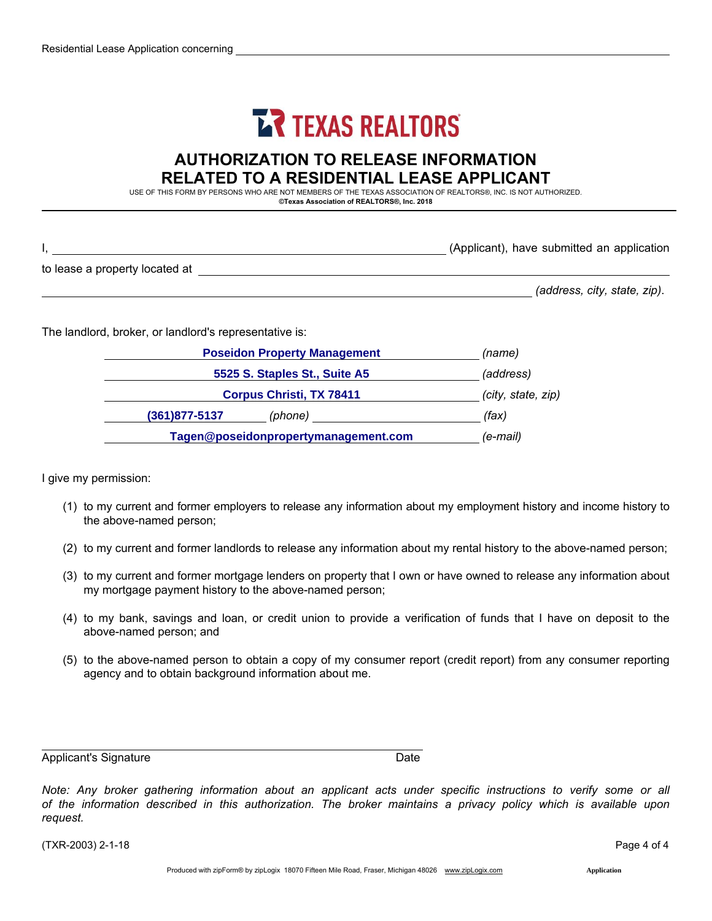Residential Lease Application concerning ______________________________

TEXAS REALTORS

# AUTHORIZATION TO RELEASE INFORMATION RELATED TO A RESIDENTIAL LEASE APPLICANT

USE OF THIS FORM BY PERSONS WHO ARE NOT MEMBERS OF THE TEXAS ASSOCIATION OF REALTORS®, INC. IS NOT AUTHORIZED.
**©Texas Association of REALTORS®, Inc. 2018**

I, ______________________________ (Applicant), have submitted an application to lease a property located at ______________________________ *(address, city, state, zip)*.

The landlord, broker, or landlord's representative is:

**Poseidon Property Management** *(name)*
**5525 S. Staples St., Suite A5** *(address)*
**Corpus Christi, TX 78411** *(city, state, zip)*
**(361)877-5137** *(phone)* ______________ *(fax)*
**Tagen@poseidonpropertymanagement.com** *(e-mail)*

I give my permission:

(1) to my current and former employers to release any information about my employment history and income history to the above-named person;

(2) to my current and former landlords to release any information about my rental history to the above-named person;

(3) to my current and former mortgage lenders on property that I own or have owned to release any information about my mortgage payment history to the above-named person;

(4) to my bank, savings and loan, or credit union to provide a verification of funds that I have on deposit to the above-named person; and

(5) to the above-named person to obtain a copy of my consumer report (credit report) from any consumer reporting agency and to obtain background information about me.

______________________________
Applicant's Signature Date

*Note: Any broker gathering information about an applicant acts under specific instructions to verify some or all of the information described in this authorization. The broker maintains a privacy policy which is available upon request.*

(TXR-2003) 2-1-18

Produced with zipForm® by zipLogix 18070 Fifteen Mile Road, Fraser, Michigan 48026 www.zipLogix.com Application